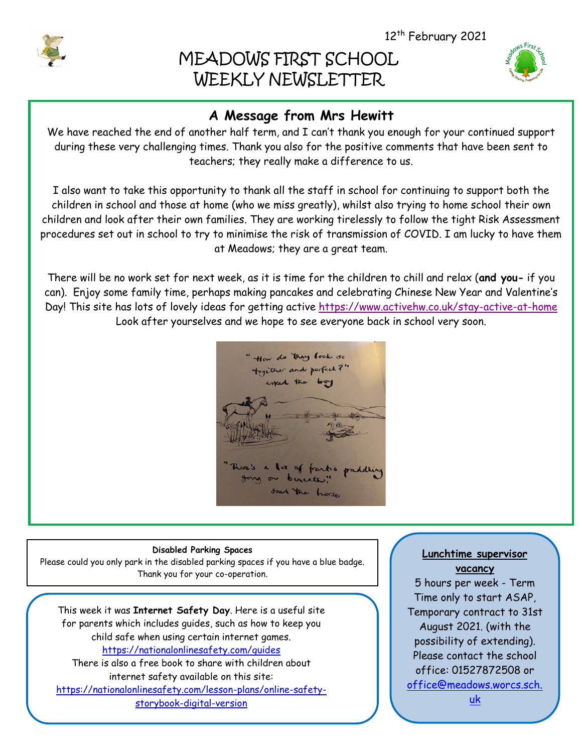12th February 2021

# MEADOWS FIRST SCHOOL WEEKLY NEWSLETTER

## A Message from Mrs Hewitt

We have reached the end of another half term, and I can't thank you enough for your continued support during these very challenging times. Thank you also for the positive comments that have been sent to teachers; they really make a difference to us.

I also want to take this opportunity to thank all the staff in school for continuing to support both the children in school and those at home (who we miss greatly), whilst also trying to home school their own children and look after their own families. They are working tirelessly to follow the tight Risk Assessment procedures set out in school to try to minimise the risk of transmission of COVID. I am lucky to have them at Meadows; they are a great team.

There will be no work set for next week, as it is time for the children to chill and relax (**and you-** if you can). Enjoy some family time, perhaps making pancakes and celebrating Chinese New Year and Valentine's Day! This site has lots of lovely ideas for getting active https://www.activehw.co.uk/stay-active-at-home Look after yourselves and we hope to see everyone back in school very soon.

"How do they look so together and perfect?" asked the boy

"There's a lot of frantic paddling going on beneath," said the horse

**Disabled Parking Spaces**

Please could you only park in the disabled parking spaces if you have a blue badge. Thank you for your co-operation.

This week it was **Internet Safety Day**. Here is a useful site for parents which includes guides, such as how to keep you child safe when using certain internet games. https://nationalonlinesafety.com/guides

There is also a free book to share with children about internet safety available on this site: https://nationalonlinesafety.com/lesson-plans/online-safety-storybook-digital-version

**Lunchtime supervisor vacancy**

5 hours per week - Term Time only to start ASAP, Temporary contract to 31st August 2021. (with the possibility of extending). Please contact the school office: 01527872508 or office@meadows.worcs.sch.uk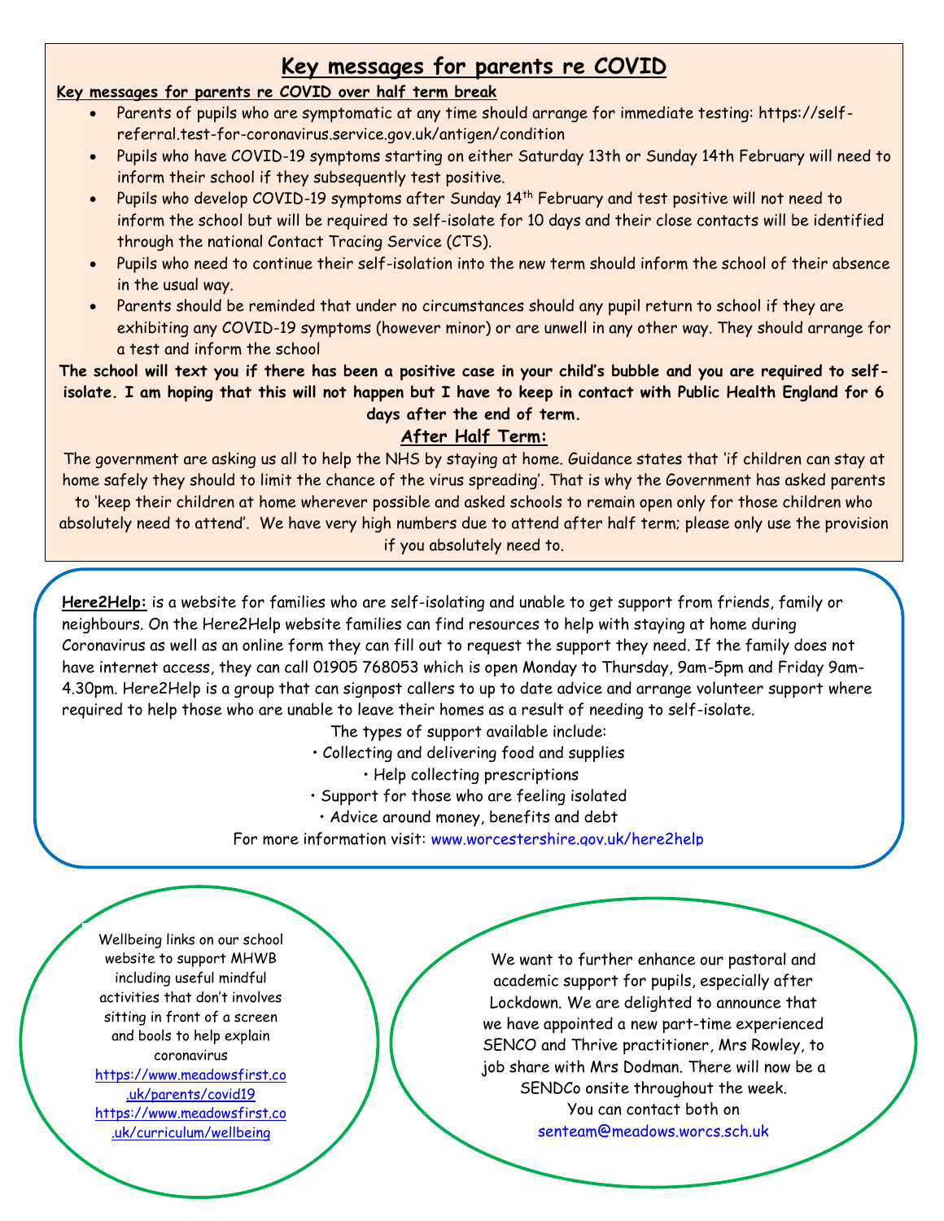# Key messages for parents re COVID

**Key messages for parents re COVID over half term break**

- Parents of pupils who are symptomatic at any time should arrange for immediate testing: https://self-referral.test-for-coronavirus.service.gov.uk/antigen/condition
- Pupils who have COVID-19 symptoms starting on either Saturday 13th or Sunday 14th February will need to inform their school if they subsequently test positive.
- Pupils who develop COVID-19 symptoms after Sunday 14th February and test positive will not need to inform the school but will be required to self-isolate for 10 days and their close contacts will be identified through the national Contact Tracing Service (CTS).
- Pupils who need to continue their self-isolation into the new term should inform the school of their absence in the usual way.
- Parents should be reminded that under no circumstances should any pupil return to school if they are exhibiting any COVID-19 symptoms (however minor) or are unwell in any other way. They should arrange for a test and inform the school

**The school will text you if there has been a positive case in your child's bubble and you are required to self-isolate. I am hoping that this will not happen but I have to keep in contact with Public Health England for 6 days after the end of term.**

## After Half Term:

The government are asking us all to help the NHS by staying at home. Guidance states that 'if children can stay at home safely they should to limit the chance of the virus spreading'. That is why the Government has asked parents to 'keep their children at home wherever possible and asked schools to remain open only for those children who absolutely need to attend'. We have very high numbers due to attend after half term; please only use the provision if you absolutely need to.

**Here2Help:** is a website for families who are self-isolating and unable to get support from friends, family or neighbours. On the Here2Help website families can find resources to help with staying at home during Coronavirus as well as an online form they can fill out to request the support they need. If the family does not have internet access, they can call 01905 768053 which is open Monday to Thursday, 9am-5pm and Friday 9am-4.30pm. Here2Help is a group that can signpost callers to up to date advice and arrange volunteer support where required to help those who are unable to leave their homes as a result of needing to self-isolate.

The types of support available include:

• Collecting and delivering food and supplies

• Help collecting prescriptions

• Support for those who are feeling isolated

• Advice around money, benefits and debt

For more information visit: www.worcestershire.gov.uk/here2help

Wellbeing links on our school website to support MHWB including useful mindful activities that don't involves sitting in front of a screen and bools to help explain coronavirus
https://www.meadowsfirst.co.uk/parents/covid19
https://www.meadowsfirst.co.uk/curriculum/wellbeing

We want to further enhance our pastoral and academic support for pupils, especially after Lockdown. We are delighted to announce that we have appointed a new part-time experienced SENCO and Thrive practitioner, Mrs Rowley, to job share with Mrs Dodman. There will now be a SENDCo onsite throughout the week.
You can contact both on
senteam@meadows.worcs.sch.uk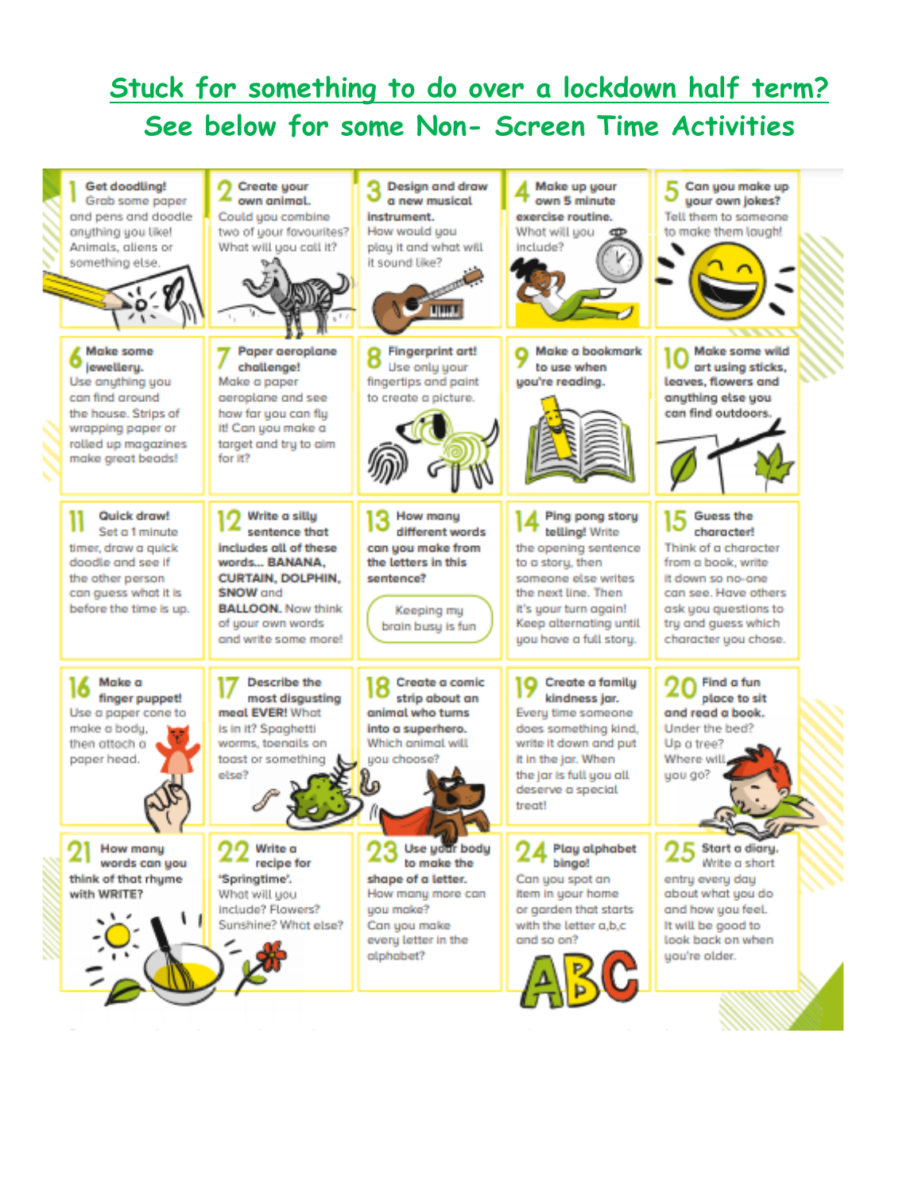# Stuck for something to do over a lockdown half term?

## See below for some Non- Screen Time Activities

**1 Get doodling!** Grab some paper and pens and doodle anything you like! Animals, aliens or something else.

**2 Create your own animal.** Could you combine two of your favourites? What will you call it?

**3 Design and draw a new musical instrument.** How would you play it and what will it sound like?

**4 Make up your own 5 minute exercise routine.** What will you include?

**5 Can you make up your own jokes?** Tell them to someone to make them laugh!

**6 Make some jewellery.** Use anything you can find around the house. Strips of wrapping paper or rolled up magazines make great beads!

**7 Paper aeroplane challenge!** Make a paper aeroplane and see how far you can fly it! Can you make a target and try to aim for it?

**8 Fingerprint art!** Use only your fingertips and paint to create a picture.

**9 Make a bookmark to use when you're reading.**

**10 Make some wild art using sticks, leaves, flowers and anything else you can find outdoors.**

**11 Quick draw!** Set a 1 minute timer, draw a quick doodle and see if the other person can guess what it is before the time is up.

**12 Write a silly sentence that includes all of these words... BANANA, CURTAIN, DOLPHIN, SNOW and BALLOON.** Now think of your own words and write some more!

**13 How many different words can you make from the letters in this sentence?**

Keeping my brain busy is fun

**14 Ping pong story telling!** Write the opening sentence to a story, then someone else writes the next line. Then it's your turn again! Keep alternating until you have a full story.

**15 Guess the character!** Think of a character from a book, write it down so no-one can see. Have others ask you questions to try and guess which character you chose.

**16 Make a finger puppet!** Use a paper cone to make a body, then attach a paper head.

**17 Describe the most disgusting meal EVER!** What is in it? Spaghetti worms, toenails on toast or something else?

**18 Create a comic strip about an animal who turns into a superhero.** Which animal will you choose?

**19 Create a family kindness jar.** Every time someone does something kind, write it down and put it in the jar. When the jar is full you all deserve a special treat!

**20 Find a fun place to sit and read a book.** Under the bed? Up a tree? Where will you go?

**21 How many words can you think of that rhyme with WRITE?**

**22 Write a recipe for 'Springtime'.** What will you include? Flowers? Sunshine? What else?

**23 Use your body to make the shape of a letter.** How many more can you make? Can you make every letter in the alphabet?

**24 Play alphabet bingo!** Can you spot an item in your home or garden that starts with the letter a,b,c and so on?

**25 Start a diary.** Write a short entry every day about what you do and how you feel. It will be good to look back on when you're older.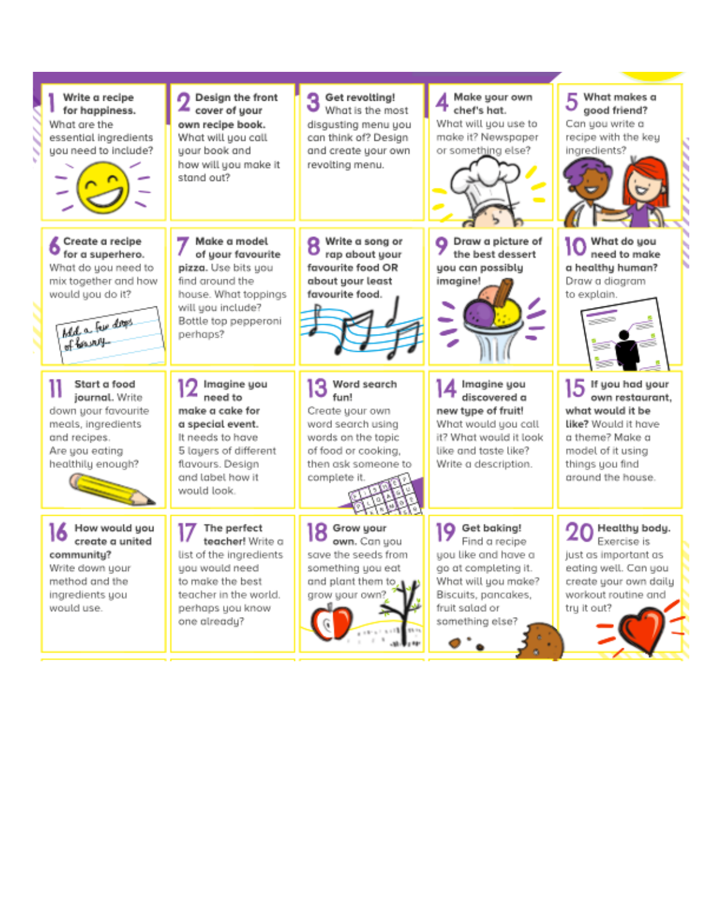**1 Write a recipe for happiness.** What are the essential ingredients you need to include?

**2 Design the front cover of your own recipe book.** What will you call your book and how will you make it stand out?

**3 Get revolting!** What is the most disgusting menu you can think of? Design and create your own revolting menu.

**4 Make your own chef's hat.** What will you use to make it? Newspaper or something else?

**5 What makes a good friend?** Can you write a recipe with the key ingredients?

**6 Create a recipe for a superhero.** What do you need to mix together and how would you do it?

Add a few drops of bravery

**7 Make a model of your favourite pizza.** Use bits you find around the house. What toppings will you include? Bottle top pepperoni perhaps?

**8 Write a song or rap about your favourite food OR about your least favourite food.**

**9 Draw a picture of the best dessert you can possibly imagine!**

**10 What do you need to make a healthy human?** Draw a diagram to explain.

**11 Start a food journal.** Write down your favourite meals, ingredients and recipes. Are you eating healthily enough?

**12 Imagine you need to make a cake for a special event.** It needs to have 5 layers of different flavours. Design and label how it would look.

**13 Word search fun!** Create your own word search using words on the topic of food or cooking, then ask someone to complete it.

**14 Imagine you discovered a new type of fruit!** What would you call it? What would it look like and taste like? Write a description.

**15 If you had your own restaurant, what would it be like?** Would it have a theme? Make a model of it using things you find around the house.

**16 How would you create a united community?** Write down your method and the ingredients you would use.

**17 The perfect teacher!** Write a list of the ingredients you would need to make the best teacher in the world, perhaps you know one already?

**18 Grow your own.** Can you save the seeds from something you eat and plant them to grow your own?

**19 Get baking!** Find a recipe you like and have a go at completing it. What will you make? Biscuits, pancakes, fruit salad or something else?

**20 Healthy body.** Exercise is just as important as eating well. Can you create your own daily workout routine and try it out?